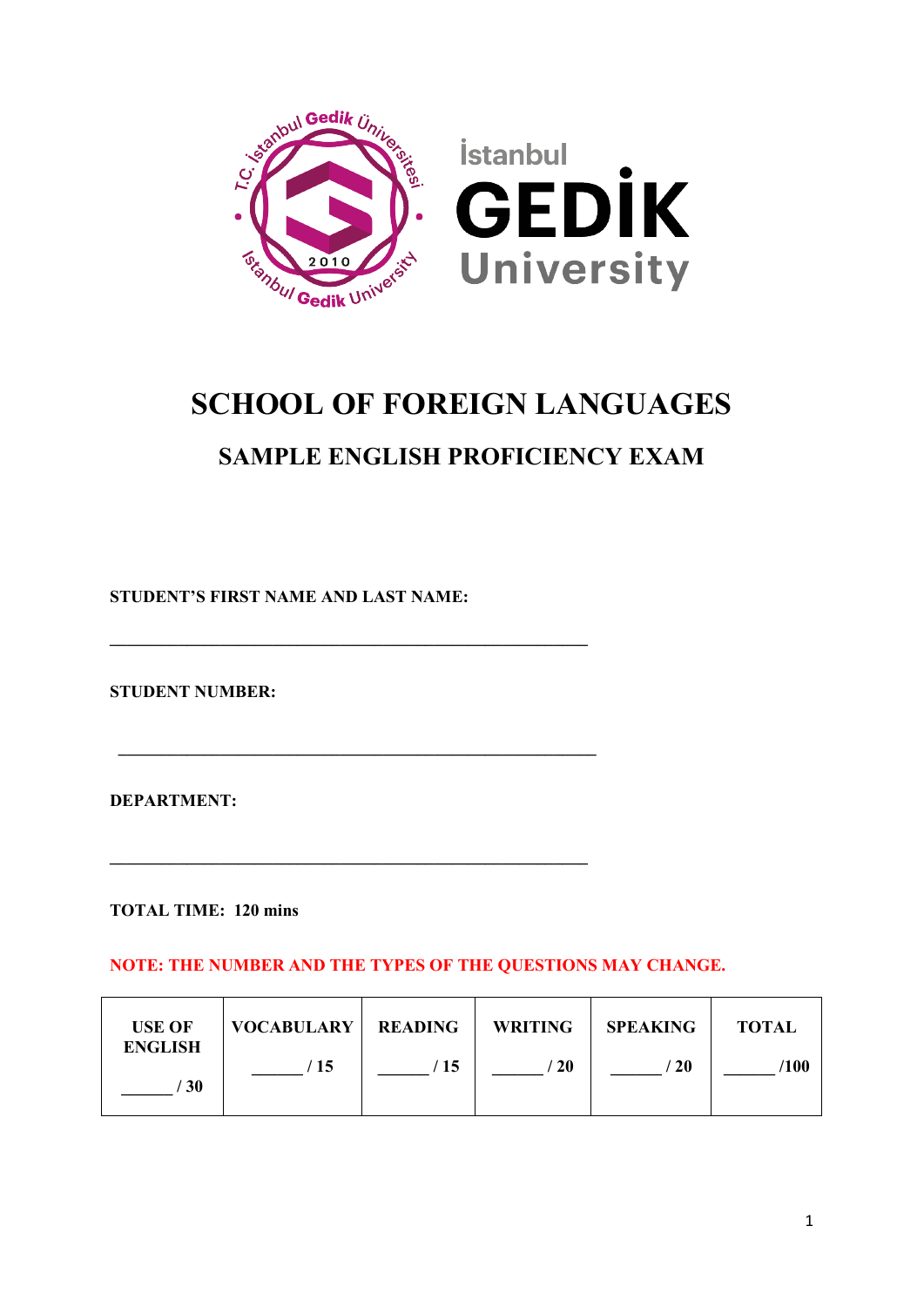İstanbul GEDİK University

# SCHOOL OF FOREIGN LANGUAGES

## SAMPLE ENGLISH PROFICIENCY EXAM

**STUDENT'S FIRST NAME AND LAST NAME:**

**______________________________________________________**

**STUDENT NUMBER:**

**______________________________________________________**

**DEPARTMENT:**

**______________________________________________________**

**TOTAL TIME: 120 mins**

**NOTE: THE NUMBER AND THE TYPES OF THE QUESTIONS MAY CHANGE.**

| USE OF ENGLISH | VOCABULARY | READING | WRITING | SPEAKING | TOTAL |
|---|---|---|---|---|---|
| ______ / 30 | ______ / 15 | ______ / 15 | ______ / 20 | ______ / 20 | ______ /100 |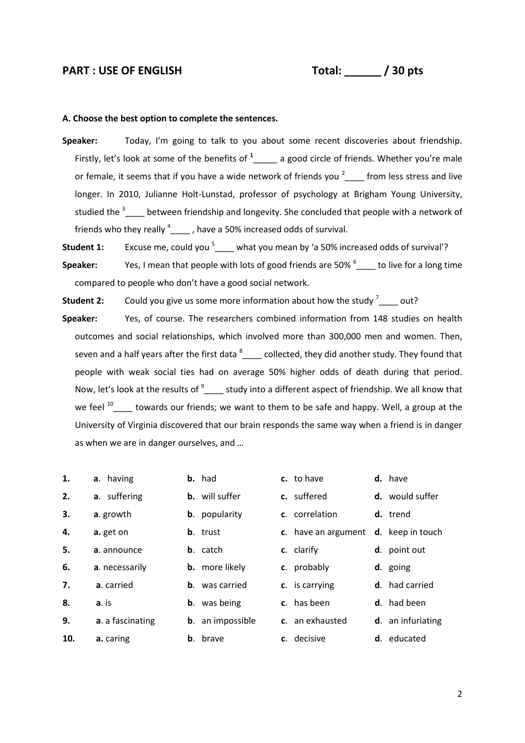## PART : USE OF ENGLISH Total: ______ / 30 pts

**A. Choose the best option to complete the sentences.**

**Speaker:** Today, I'm going to talk to you about some recent discoveries about friendship. Firstly, let's look at some of the benefits of [1]_____ a good circle of friends. Whether you're male or female, it seems that if you have a wide network of friends you [2]____ from less stress and live longer. In 2010, Julianne Holt-Lunstad, professor of psychology at Brigham Young University, studied the [3]____ between friendship and longevity. She concluded that people with a network of friends who they really [4]____ , have a 50% increased odds of survival.

**Student 1:** Excuse me, could you [5]____ what you mean by 'a 50% increased odds of survival'?

**Speaker:** Yes, I mean that people with lots of good friends are 50% [6]____ to live for a long time compared to people who don't have a good social network.

**Student 2:** Could you give us some more information about how the study [7]____ out?

**Speaker:** Yes, of course. The researchers combined information from 148 studies on health outcomes and social relationships, which involved more than 300,000 men and women. Then, seven and a half years after the first data [8]____ collected, they did another study. They found that people with weak social ties had on average 50% higher odds of death during that period. Now, let's look at the results of [9]____ study into a different aspect of friendship. We all know that we feel [10]____ towards our friends; we want to them to be safe and happy. Well, a group at the University of Virginia discovered that our brain responds the same way when a friend is in danger as when we are in danger ourselves, and …

| | | | | |
|---|---|---|---|---|
| **1.** | **a**. having | **b.** had | **c.** to have | **d.** have |
| **2.** | **a**. suffering | **b.** will suffer | **c.** suffered | **d.** would suffer |
| **3.** | **a**. growth | **b**. popularity | **c**. correlation | **d.** trend |
| **4.** | **a.** get on | **b**. trust | **c**. have an argument | **d**. keep in touch |
| **5.** | **a**. announce | **b**. catch | **c**. clarify | **d**. point out |
| **6.** | **a**. necessarily | **b.** more likely | **c**. probably | **d**. going |
| **7.** | **a**. carried | **b**. was carried | **c**. is carrying | **d**. had carried |
| **8.** | **a**. is | **b**. was being | **c**. has been | **d**. had been |
| **9.** | **a**. a fascinating | **b**. an impossible | **c**. an exhausted | **d**. an infuriating |
| **10.** | **a.** caring | **b**. brave | **c**. decisive | **d**. educated |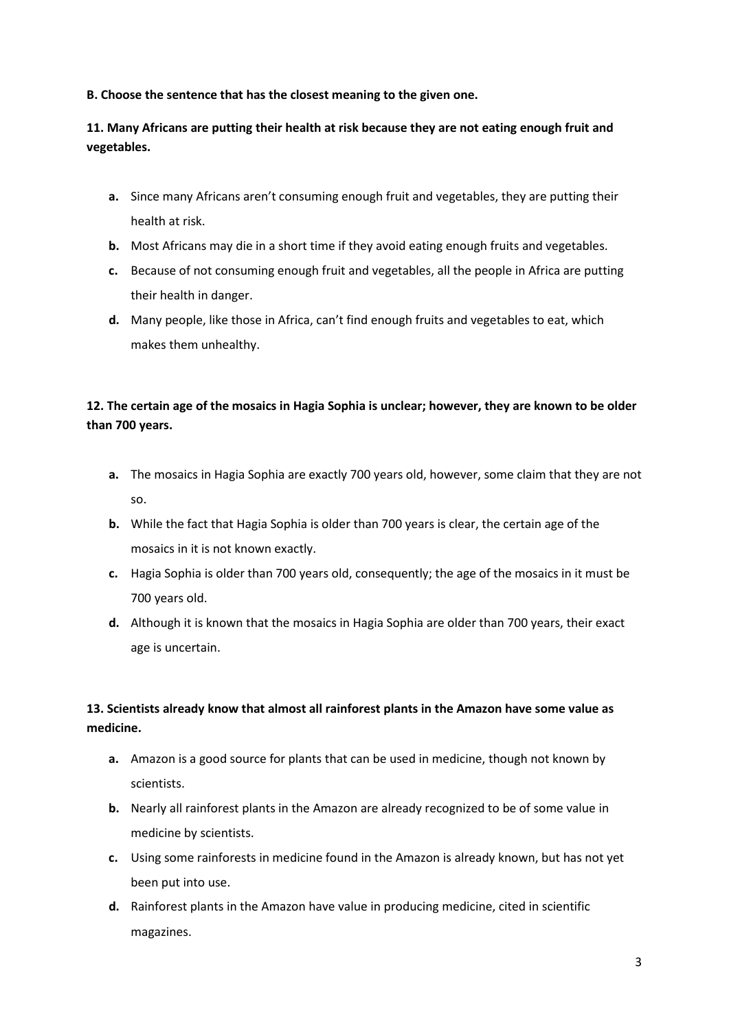**B. Choose the sentence that has the closest meaning to the given one.**

**11. Many Africans are putting their health at risk because they are not eating enough fruit and vegetables.**

- **a.** Since many Africans aren't consuming enough fruit and vegetables, they are putting their health at risk.
- **b.** Most Africans may die in a short time if they avoid eating enough fruits and vegetables.
- **c.** Because of not consuming enough fruit and vegetables, all the people in Africa are putting their health in danger.
- **d.** Many people, like those in Africa, can't find enough fruits and vegetables to eat, which makes them unhealthy.

**12. The certain age of the mosaics in Hagia Sophia is unclear; however, they are known to be older than 700 years.**

- **a.** The mosaics in Hagia Sophia are exactly 700 years old, however, some claim that they are not so.
- **b.** While the fact that Hagia Sophia is older than 700 years is clear, the certain age of the mosaics in it is not known exactly.
- **c.** Hagia Sophia is older than 700 years old, consequently; the age of the mosaics in it must be 700 years old.
- **d.** Although it is known that the mosaics in Hagia Sophia are older than 700 years, their exact age is uncertain.

**13. Scientists already know that almost all rainforest plants in the Amazon have some value as medicine.**

- **a.** Amazon is a good source for plants that can be used in medicine, though not known by scientists.
- **b.** Nearly all rainforest plants in the Amazon are already recognized to be of some value in medicine by scientists.
- **c.** Using some rainforests in medicine found in the Amazon is already known, but has not yet been put into use.
- **d.** Rainforest plants in the Amazon have value in producing medicine, cited in scientific magazines.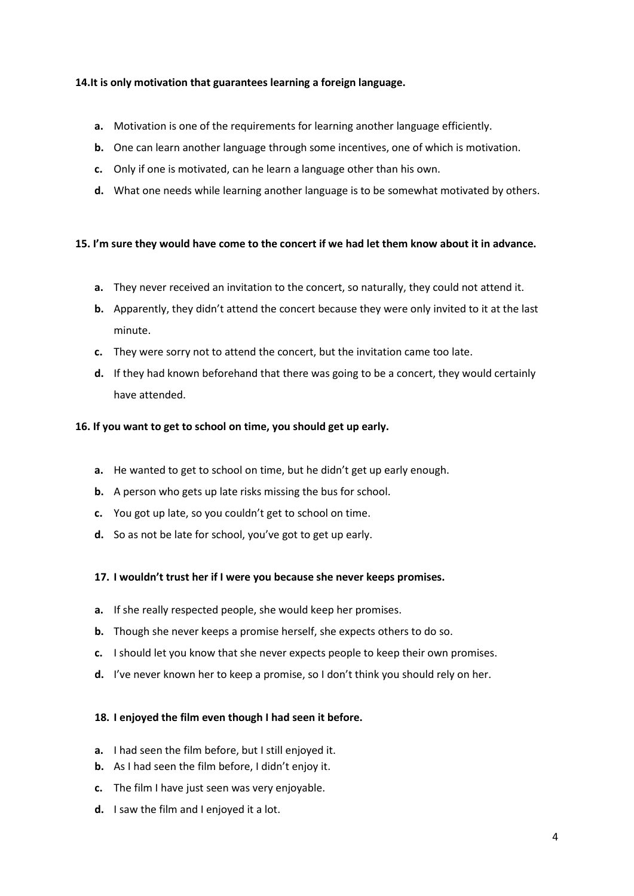**14.It is only motivation that guarantees learning a foreign language.**

- **a.** Motivation is one of the requirements for learning another language efficiently.
- **b.** One can learn another language through some incentives, one of which is motivation.
- **c.** Only if one is motivated, can he learn a language other than his own.
- **d.** What one needs while learning another language is to be somewhat motivated by others.

**15. I'm sure they would have come to the concert if we had let them know about it in advance.**

- **a.** They never received an invitation to the concert, so naturally, they could not attend it.
- **b.** Apparently, they didn't attend the concert because they were only invited to it at the last minute.
- **c.** They were sorry not to attend the concert, but the invitation came too late.
- **d.** If they had known beforehand that there was going to be a concert, they would certainly have attended.

**16. If you want to get to school on time, you should get up early.**

- **a.** He wanted to get to school on time, but he didn't get up early enough.
- **b.** A person who gets up late risks missing the bus for school.
- **c.** You got up late, so you couldn't get to school on time.
- **d.** So as not be late for school, you've got to get up early.

**17. I wouldn't trust her if I were you because she never keeps promises.**

- **a.** If she really respected people, she would keep her promises.
- **b.** Though she never keeps a promise herself, she expects others to do so.
- **c.** I should let you know that she never expects people to keep their own promises.
- **d.** I've never known her to keep a promise, so I don't think you should rely on her.

**18. I enjoyed the film even though I had seen it before.**

- **a.** I had seen the film before, but I still enjoyed it.
- **b.** As I had seen the film before, I didn't enjoy it.
- **c.** The film I have just seen was very enjoyable.
- **d.** I saw the film and I enjoyed it a lot.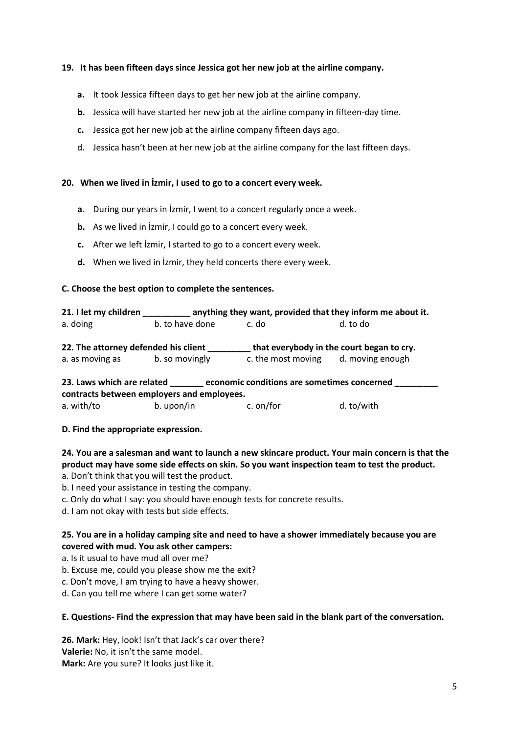**19. It has been fifteen days since Jessica got her new job at the airline company.**

- **a.** It took Jessica fifteen days to get her new job at the airline company.
- **b.** Jessica will have started her new job at the airline company in fifteen-day time.
- **c.** Jessica got her new job at the airline company fifteen days ago.
- d. Jessica hasn't been at her new job at the airline company for the last fifteen days.

**20. When we lived in İzmir, I used to go to a concert every week.**

- **a.** During our years in İzmir, I went to a concert regularly once a week.
- **b.** As we lived in İzmir, I could go to a concert every week.
- **c.** After we left İzmir, I started to go to a concert every week.
- **d.** When we lived in İzmir, they held concerts there every week.

**C. Choose the best option to complete the sentences.**

**21. I let my children __________ anything they want, provided that they inform me about it.**

a. doing b. to have done c. do d. to do

**22. The attorney defended his client _________ that everybody in the court began to cry.**

a. as moving as b. so movingly c. the most moving d. moving enough

**23. Laws which are related _______ economic conditions are sometimes concerned _________ contracts between employers and employees.**

a. with/to b. upon/in c. on/for d. to/with

**D. Find the appropriate expression.**

**24. You are a salesman and want to launch a new skincare product. Your main concern is that the product may have some side effects on skin. So you want inspection team to test the product.**

a. Don't think that you will test the product.
b. I need your assistance in testing the company.
c. Only do what I say: you should have enough tests for concrete results.
d. I am not okay with tests but side effects.

**25. You are in a holiday camping site and need to have a shower immediately because you are covered with mud. You ask other campers:**

a. Is it usual to have mud all over me?
b. Excuse me, could you please show me the exit?
c. Don't move, I am trying to have a heavy shower.
d. Can you tell me where I can get some water?

**E. Questions- Find the expression that may have been said in the blank part of the conversation.**

**26. Mark:** Hey, look! Isn't that Jack's car over there?
**Valerie:** No, it isn't the same model.
**Mark:** Are you sure? It looks just like it.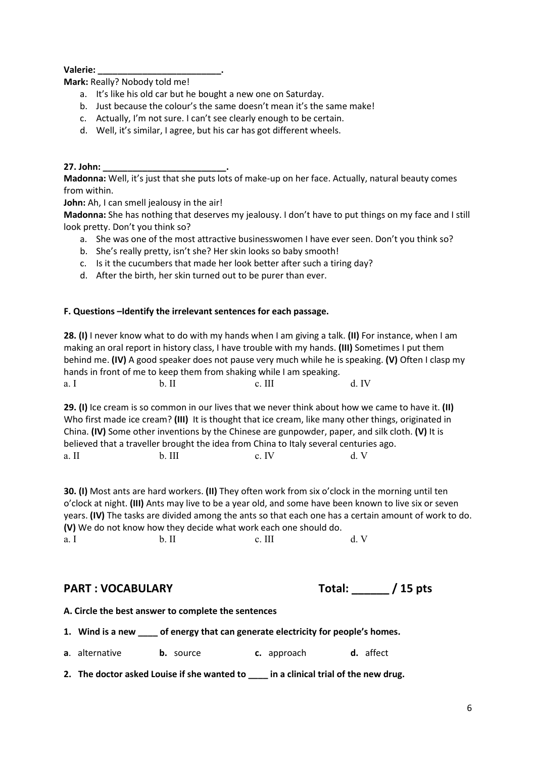**Valerie:** _________________________.

**Mark:** Really? Nobody told me!

a. It's like his old car but he bought a new one on Saturday.
b. Just because the colour's the same doesn't mean it's the same make!
c. Actually, I'm not sure. I can't see clearly enough to be certain.
d. Well, it's similar, I agree, but his car has got different wheels.

**27. John:** _________________________.

**Madonna:** Well, it's just that she puts lots of make-up on her face. Actually, natural beauty comes from within.

**John:** Ah, I can smell jealousy in the air!

**Madonna:** She has nothing that deserves my jealousy. I don't have to put things on my face and I still look pretty. Don't you think so?

a. She was one of the most attractive businesswomen I have ever seen. Don't you think so?
b. She's really pretty, isn't she? Her skin looks so baby smooth!
c. Is it the cucumbers that made her look better after such a tiring day?
d. After the birth, her skin turned out to be purer than ever.

**F. Questions –Identify the irrelevant sentences for each passage.**

**28. (I)** I never know what to do with my hands when I am giving a talk. **(II)** For instance, when I am making an oral report in history class, I have trouble with my hands. **(III)** Sometimes I put them behind me. **(IV)** A good speaker does not pause very much while he is speaking. **(V)** Often I clasp my hands in front of me to keep them from shaking while I am speaking.

a. I b. II c. III d. IV

**29. (I)** Ice cream is so common in our lives that we never think about how we came to have it. **(II)** Who first made ice cream? **(III)** It is thought that ice cream, like many other things, originated in China. **(IV)** Some other inventions by the Chinese are gunpowder, paper, and silk cloth. **(V)** It is believed that a traveller brought the idea from China to Italy several centuries ago.

a. II b. III c. IV d. V

**30. (I)** Most ants are hard workers. **(II)** They often work from six o'clock in the morning until ten o'clock at night. **(III)** Ants may live to be a year old, and some have been known to live six or seven years. **(IV)** The tasks are divided among the ants so that each one has a certain amount of work to do. **(V)** We do not know how they decide what work each one should do.

a. I b. II c. III d. V

## PART : VOCABULARY Total: ______ / 15 pts

**A. Circle the best answer to complete the sentences**

**1. Wind is a new ____ of energy that can generate electricity for people's homes.**

**a**. alternative **b.** source **c.** approach **d.** affect

**2. The doctor asked Louise if she wanted to ____ in a clinical trial of the new drug.**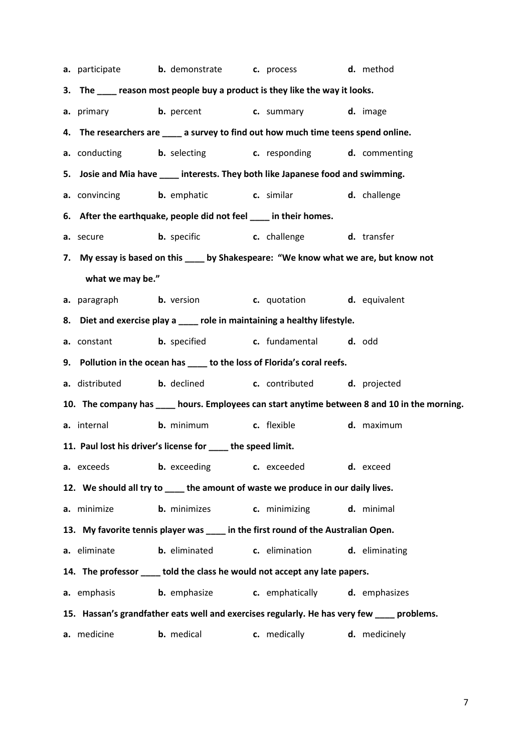**a.** participate  **b.** demonstrate  **c.** process  **d.** method

**3. The ____ reason most people buy a product is they like the way it looks.**

**a.** primary  **b.** percent  **c.** summary  **d.** image

**4. The researchers are ____ a survey to find out how much time teens spend online.**

**a.** conducting  **b.** selecting  **c.** responding  **d.** commenting

**5. Josie and Mia have ____ interests. They both like Japanese food and swimming.**

**a.** convincing  **b.** emphatic  **c.** similar  **d.** challenge

**6. After the earthquake, people did not feel ____ in their homes.**

**a.** secure  **b.** specific  **c.** challenge  **d.** transfer

**7. My essay is based on this ____ by Shakespeare: "We know what we are, but know not what we may be."**

**a.** paragraph  **b.** version  **c.** quotation  **d.** equivalent

**8. Diet and exercise play a ____ role in maintaining a healthy lifestyle.**

**a.** constant  **b.** specified  **c.** fundamental  **d.** odd

**9. Pollution in the ocean has ____ to the loss of Florida's coral reefs.**

**a.** distributed  **b.** declined  **c.** contributed  **d.** projected

**10. The company has ____ hours. Employees can start anytime between 8 and 10 in the morning.**

**a.** internal  **b.** minimum  **c.** flexible  **d.** maximum

**11. Paul lost his driver's license for ____ the speed limit.**

**a.** exceeds  **b.** exceeding  **c.** exceeded  **d.** exceed

**12. We should all try to ____ the amount of waste we produce in our daily lives.**

**a.** minimize  **b.** minimizes  **c.** minimizing  **d.** minimal

**13. My favorite tennis player was ____ in the first round of the Australian Open.**

**a.** eliminate  **b.** eliminated  **c.** elimination  **d.** eliminating

**14. The professor ____ told the class he would not accept any late papers.**

**a.** emphasis  **b.** emphasize  **c.** emphatically  **d.** emphasizes

**15. Hassan's grandfather eats well and exercises regularly. He has very few ____ problems.**

**a.** medicine  **b.** medical  **c.** medically  **d.** medicinely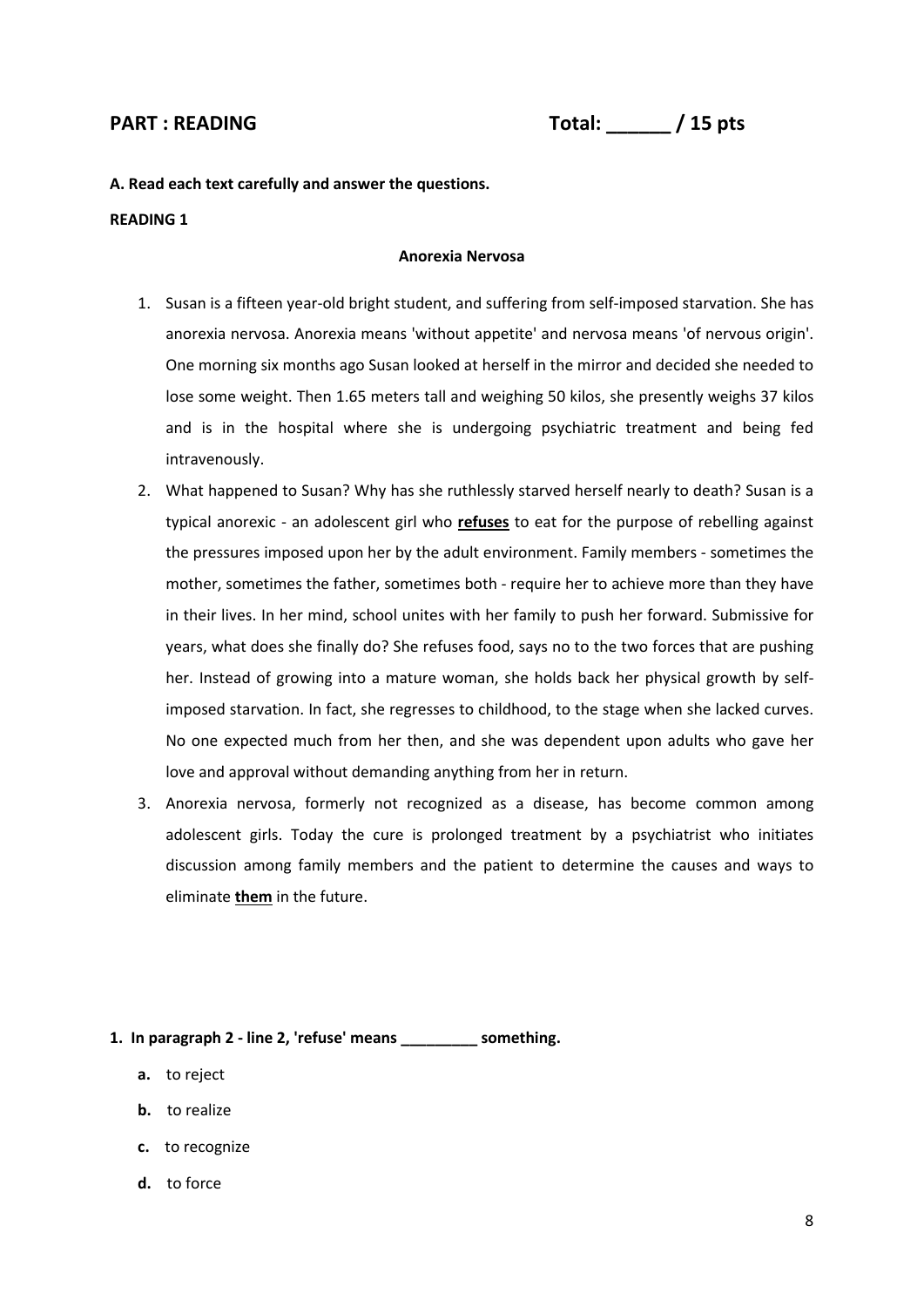## PART : READING  Total: ______ / 15 pts

**A. Read each text carefully and answer the questions.**

**READING 1**

### Anorexia Nervosa

1. Susan is a fifteen year-old bright student, and suffering from self-imposed starvation. She has anorexia nervosa. Anorexia means 'without appetite' and nervosa means 'of nervous origin'. One morning six months ago Susan looked at herself in the mirror and decided she needed to lose some weight. Then 1.65 meters tall and weighing 50 kilos, she presently weighs 37 kilos and is in the hospital where she is undergoing psychiatric treatment and being fed intravenously.
2. What happened to Susan? Why has she ruthlessly starved herself nearly to death? Susan is a typical anorexic - an adolescent girl who **refuses** to eat for the purpose of rebelling against the pressures imposed upon her by the adult environment. Family members - sometimes the mother, sometimes the father, sometimes both - require her to achieve more than they have in their lives. In her mind, school unites with her family to push her forward. Submissive for years, what does she finally do? She refuses food, says no to the two forces that are pushing her. Instead of growing into a mature woman, she holds back her physical growth by self-imposed starvation. In fact, she regresses to childhood, to the stage when she lacked curves. No one expected much from her then, and she was dependent upon adults who gave her love and approval without demanding anything from her in return.
3. Anorexia nervosa, formerly not recognized as a disease, has become common among adolescent girls. Today the cure is prolonged treatment by a psychiatrist who initiates discussion among family members and the patient to determine the causes and ways to eliminate **them** in the future.

**1. In paragraph 2 - line 2, 'refuse' means _________ something.**

- **a.** to reject
- **b.** to realize
- **c.** to recognize
- **d.** to force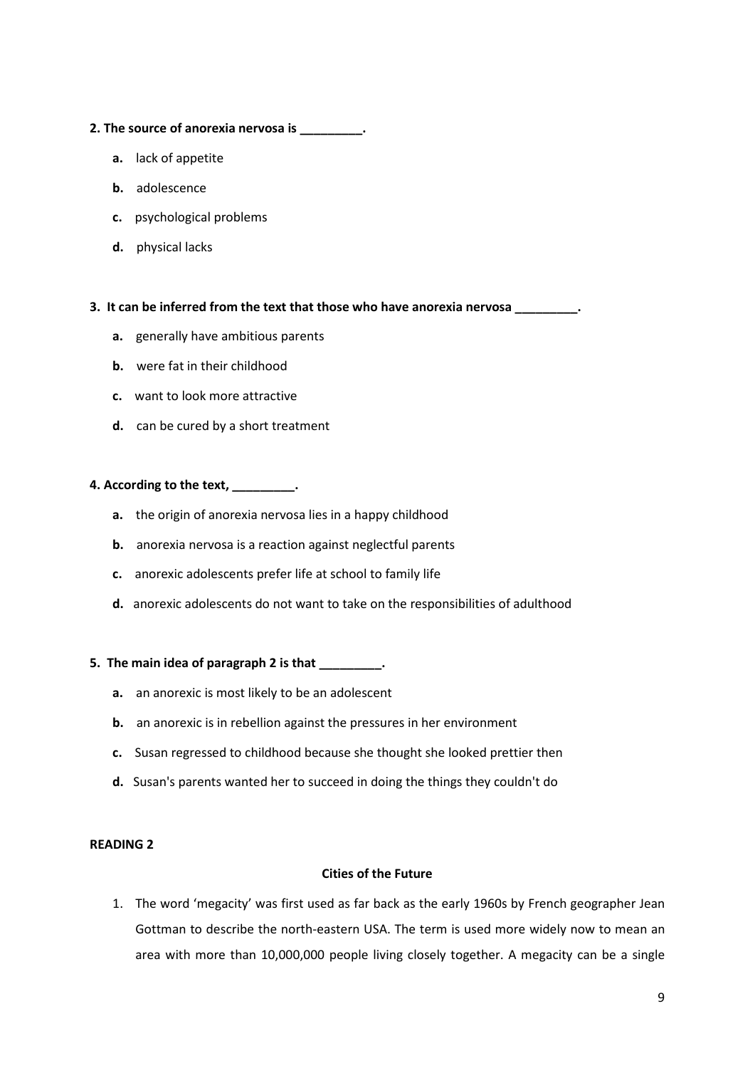**2. The source of anorexia nervosa is _________.**

- **a.** lack of appetite
- **b.** adolescence
- **c.** psychological problems
- **d.** physical lacks

**3. It can be inferred from the text that those who have anorexia nervosa _________.**

- **a.** generally have ambitious parents
- **b.** were fat in their childhood
- **c.** want to look more attractive
- **d.** can be cured by a short treatment

**4. According to the text, _________.**

- **a.** the origin of anorexia nervosa lies in a happy childhood
- **b.** anorexia nervosa is a reaction against neglectful parents
- **c.** anorexic adolescents prefer life at school to family life
- **d.** anorexic adolescents do not want to take on the responsibilities of adulthood

**5. The main idea of paragraph 2 is that _________.**

- **a.** an anorexic is most likely to be an adolescent
- **b.** an anorexic is in rebellion against the pressures in her environment
- **c.** Susan regressed to childhood because she thought she looked prettier then
- **d.** Susan's parents wanted her to succeed in doing the things they couldn't do

**READING 2**

**Cities of the Future**

1. The word 'megacity' was first used as far back as the early 1960s by French geographer Jean Gottman to describe the north-eastern USA. The term is used more widely now to mean an area with more than 10,000,000 people living closely together. A megacity can be a single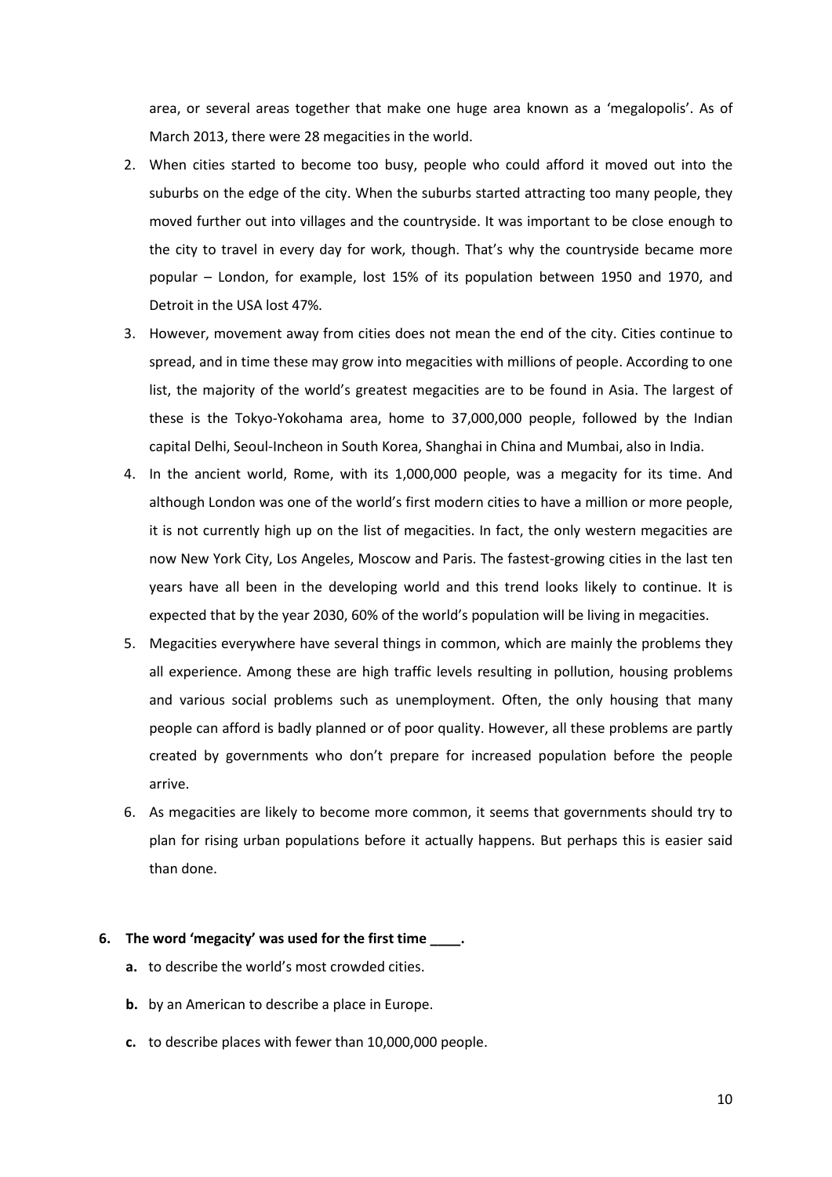area, or several areas together that make one huge area known as a 'megalopolis'. As of March 2013, there were 28 megacities in the world.

2. When cities started to become too busy, people who could afford it moved out into the suburbs on the edge of the city. When the suburbs started attracting too many people, they moved further out into villages and the countryside. It was important to be close enough to the city to travel in every day for work, though. That's why the countryside became more popular – London, for example, lost 15% of its population between 1950 and 1970, and Detroit in the USA lost 47%.
3. However, movement away from cities does not mean the end of the city. Cities continue to spread, and in time these may grow into megacities with millions of people. According to one list, the majority of the world's greatest megacities are to be found in Asia. The largest of these is the Tokyo-Yokohama area, home to 37,000,000 people, followed by the Indian capital Delhi, Seoul-Incheon in South Korea, Shanghai in China and Mumbai, also in India.
4. In the ancient world, Rome, with its 1,000,000 people, was a megacity for its time. And although London was one of the world's first modern cities to have a million or more people, it is not currently high up on the list of megacities. In fact, the only western megacities are now New York City, Los Angeles, Moscow and Paris. The fastest-growing cities in the last ten years have all been in the developing world and this trend looks likely to continue. It is expected that by the year 2030, 60% of the world's population will be living in megacities.
5. Megacities everywhere have several things in common, which are mainly the problems they all experience. Among these are high traffic levels resulting in pollution, housing problems and various social problems such as unemployment. Often, the only housing that many people can afford is badly planned or of poor quality. However, all these problems are partly created by governments who don't prepare for increased population before the people arrive.
6. As megacities are likely to become more common, it seems that governments should try to plan for rising urban populations before it actually happens. But perhaps this is easier said than done.

**6. The word 'megacity' was used for the first time ____.**

**a.** to describe the world's most crowded cities.

**b.** by an American to describe a place in Europe.

**c.** to describe places with fewer than 10,000,000 people.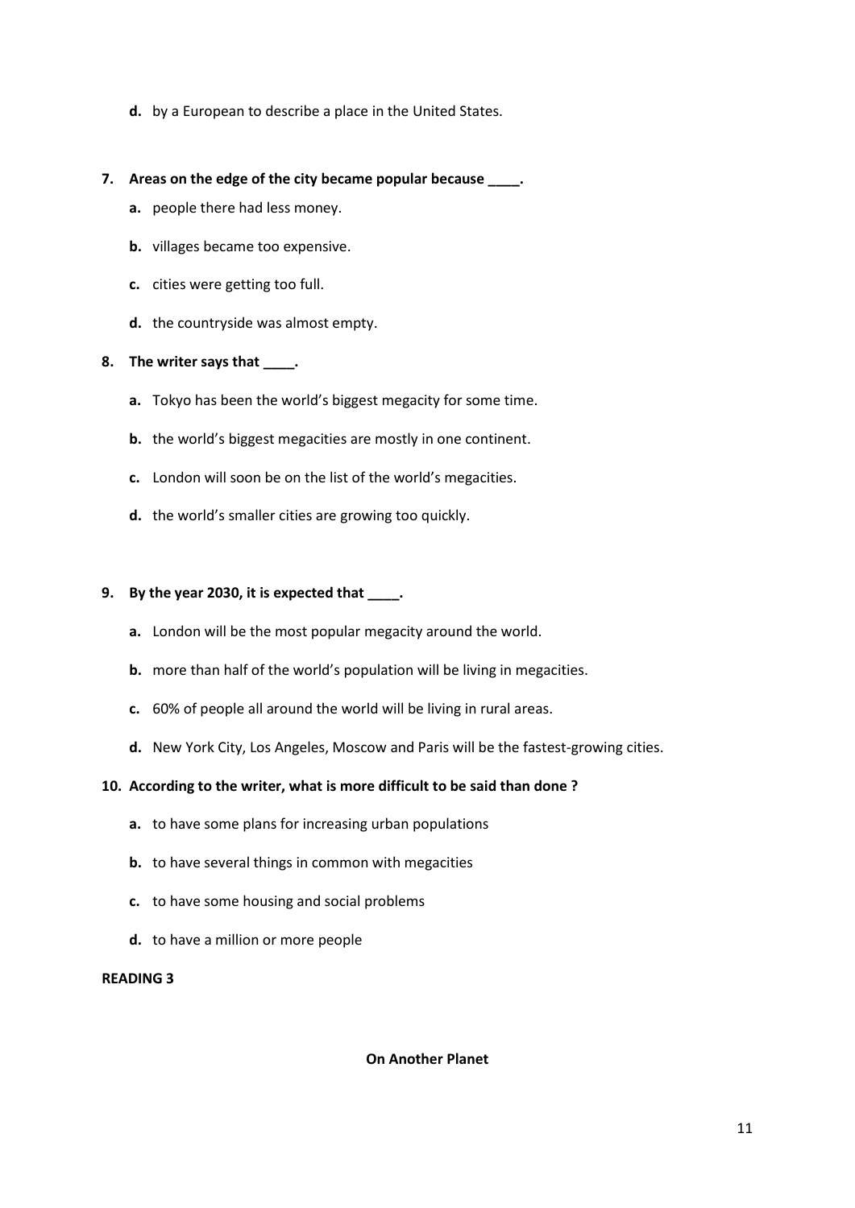**d.** by a European to describe a place in the United States.

**7. Areas on the edge of the city became popular because ____.**

**a.** people there had less money.

**b.** villages became too expensive.

**c.** cities were getting too full.

**d.** the countryside was almost empty.

**8. The writer says that ____.**

**a.** Tokyo has been the world's biggest megacity for some time.

**b.** the world's biggest megacities are mostly in one continent.

**c.** London will soon be on the list of the world's megacities.

**d.** the world's smaller cities are growing too quickly.

**9. By the year 2030, it is expected that ____.**

**a.** London will be the most popular megacity around the world.

**b.** more than half of the world's population will be living in megacities.

**c.** 60% of people all around the world will be living in rural areas.

**d.** New York City, Los Angeles, Moscow and Paris will be the fastest-growing cities.

**10. According to the writer, what is more difficult to be said than done ?**

**a.** to have some plans for increasing urban populations

**b.** to have several things in common with megacities

**c.** to have some housing and social problems

**d.** to have a million or more people

**READING 3**

**On Another Planet**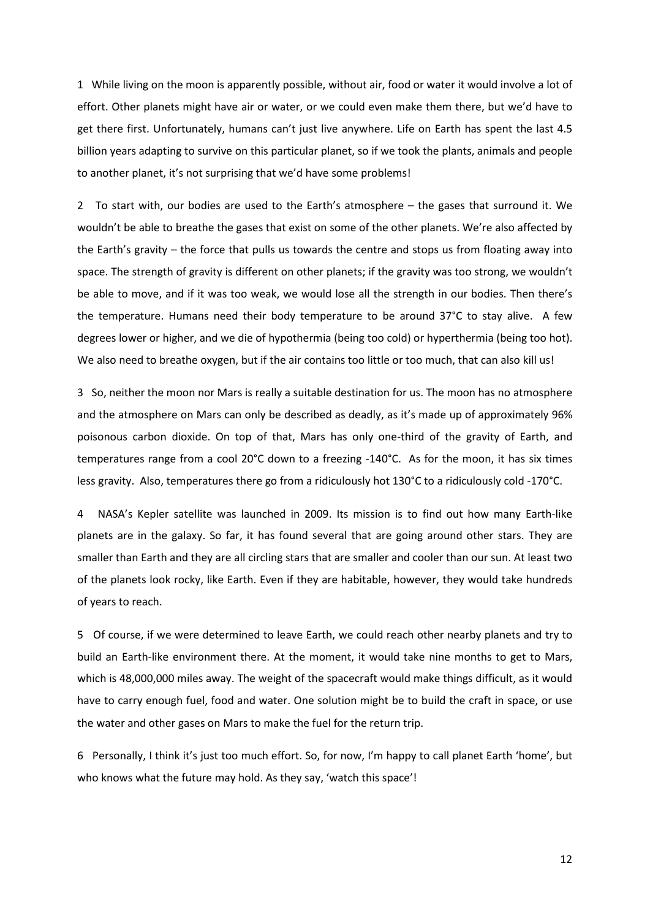1 While living on the moon is apparently possible, without air, food or water it would involve a lot of effort. Other planets might have air or water, or we could even make them there, but we'd have to get there first. Unfortunately, humans can't just live anywhere. Life on Earth has spent the last 4.5 billion years adapting to survive on this particular planet, so if we took the plants, animals and people to another planet, it's not surprising that we'd have some problems!

2 To start with, our bodies are used to the Earth's atmosphere – the gases that surround it. We wouldn't be able to breathe the gases that exist on some of the other planets. We're also affected by the Earth's gravity – the force that pulls us towards the centre and stops us from floating away into space. The strength of gravity is different on other planets; if the gravity was too strong, we wouldn't be able to move, and if it was too weak, we would lose all the strength in our bodies. Then there's the temperature. Humans need their body temperature to be around 37°C to stay alive. A few degrees lower or higher, and we die of hypothermia (being too cold) or hyperthermia (being too hot). We also need to breathe oxygen, but if the air contains too little or too much, that can also kill us!

3 So, neither the moon nor Mars is really a suitable destination for us. The moon has no atmosphere and the atmosphere on Mars can only be described as deadly, as it's made up of approximately 96% poisonous carbon dioxide. On top of that, Mars has only one-third of the gravity of Earth, and temperatures range from a cool 20°C down to a freezing -140°C. As for the moon, it has six times less gravity. Also, temperatures there go from a ridiculously hot 130°C to a ridiculously cold -170°C.

4 NASA's Kepler satellite was launched in 2009. Its mission is to find out how many Earth-like planets are in the galaxy. So far, it has found several that are going around other stars. They are smaller than Earth and they are all circling stars that are smaller and cooler than our sun. At least two of the planets look rocky, like Earth. Even if they are habitable, however, they would take hundreds of years to reach.

5 Of course, if we were determined to leave Earth, we could reach other nearby planets and try to build an Earth-like environment there. At the moment, it would take nine months to get to Mars, which is 48,000,000 miles away. The weight of the spacecraft would make things difficult, as it would have to carry enough fuel, food and water. One solution might be to build the craft in space, or use the water and other gases on Mars to make the fuel for the return trip.

6 Personally, I think it's just too much effort. So, for now, I'm happy to call planet Earth 'home', but who knows what the future may hold. As they say, 'watch this space'!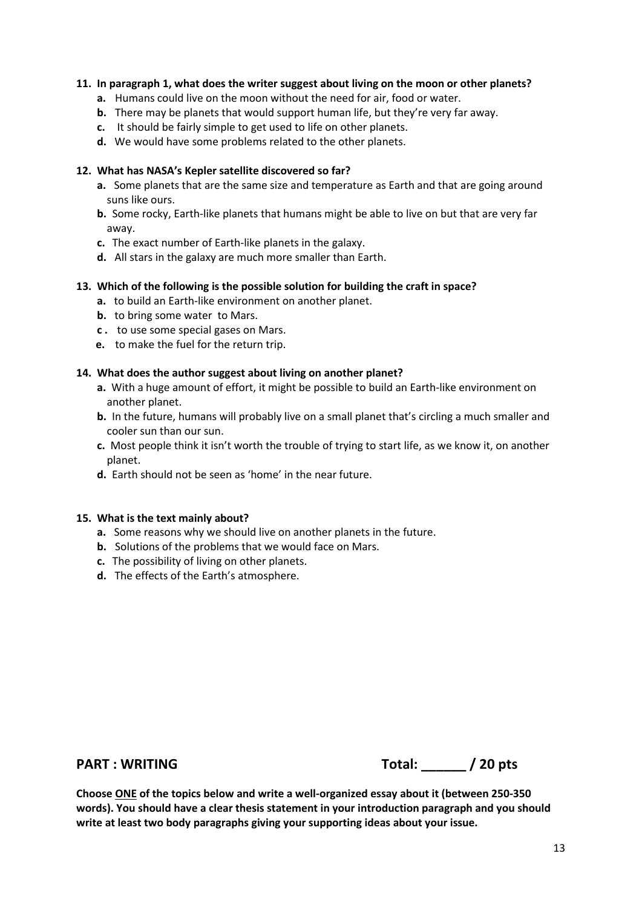**11. In paragraph 1, what does the writer suggest about living on the moon or other planets?**

- **a.** Humans could live on the moon without the need for air, food or water.
- **b.** There may be planets that would support human life, but they're very far away.
- **c.** It should be fairly simple to get used to life on other planets.
- **d.** We would have some problems related to the other planets.

**12. What has NASA's Kepler satellite discovered so far?**

- **a.** Some planets that are the same size and temperature as Earth and that are going around suns like ours.
- **b.** Some rocky, Earth-like planets that humans might be able to live on but that are very far away.
- **c.** The exact number of Earth-like planets in the galaxy.
- **d.** All stars in the galaxy are much more smaller than Earth.

**13. Which of the following is the possible solution for building the craft in space?**

- **a.** to build an Earth-like environment on another planet.
- **b.** to bring some water to Mars.
- **c .** to use some special gases on Mars.
- **e.** to make the fuel for the return trip.

**14. What does the author suggest about living on another planet?**

- **a.** With a huge amount of effort, it might be possible to build an Earth-like environment on another planet.
- **b.** In the future, humans will probably live on a small planet that's circling a much smaller and cooler sun than our sun.
- **c.** Most people think it isn't worth the trouble of trying to start life, as we know it, on another planet.
- **d.** Earth should not be seen as 'home' in the near future.

**15. What is the text mainly about?**

- **a.** Some reasons why we should live on another planets in the future.
- **b.** Solutions of the problems that we would face on Mars.
- **c.** The possibility of living on other planets.
- **d.** The effects of the Earth's atmosphere.

## PART : WRITING Total: ______ / 20 pts

**Choose ONE of the topics below and write a well-organized essay about it (between 250-350 words). You should have a clear thesis statement in your introduction paragraph and you should write at least two body paragraphs giving your supporting ideas about your issue.**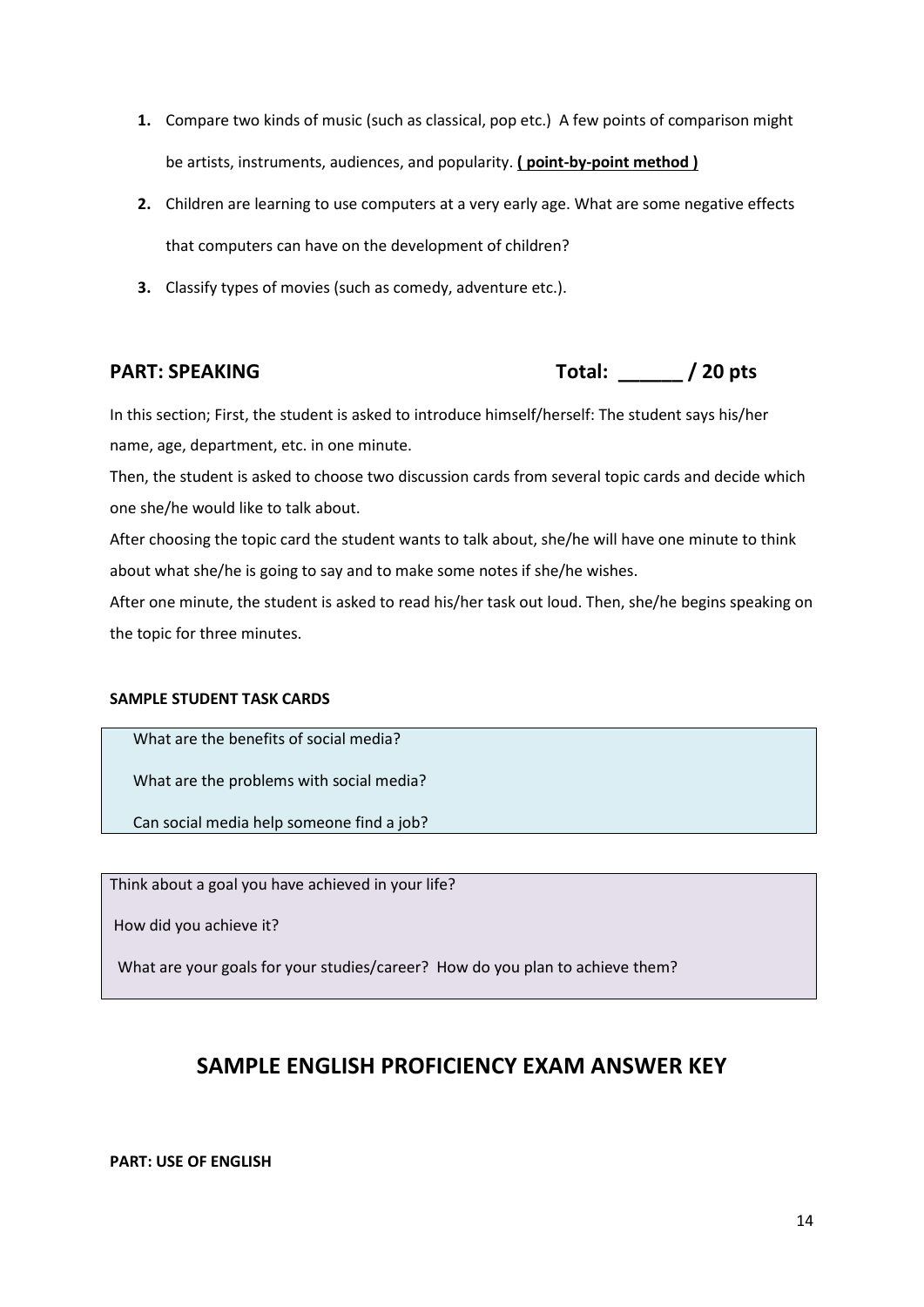1. Compare two kinds of music (such as classical, pop etc.) A few points of comparison might be artists, instruments, audiences, and popularity. **( point-by-point method )**
2. Children are learning to use computers at a very early age. What are some negative effects that computers can have on the development of children?
3. Classify types of movies (such as comedy, adventure etc.).

## PART: SPEAKING — Total: ______ / 20 pts

In this section; First, the student is asked to introduce himself/herself: The student says his/her name, age, department, etc. in one minute.

Then, the student is asked to choose two discussion cards from several topic cards and decide which one she/he would like to talk about.

After choosing the topic card the student wants to talk about, she/he will have one minute to think about what she/he is going to say and to make some notes if she/he wishes.

After one minute, the student is asked to read his/her task out loud. Then, she/he begins speaking on the topic for three minutes.

**SAMPLE STUDENT TASK CARDS**

| |
|---|
| What are the benefits of social media? |
| What are the problems with social media? |
| Can social media help someone find a job? |

| |
|---|
| Think about a goal you have achieved in your life? |
| How did you achieve it? |
| What are your goals for your studies/career? How do you plan to achieve them? |

## SAMPLE ENGLISH PROFICIENCY EXAM ANSWER KEY

**PART: USE OF ENGLISH**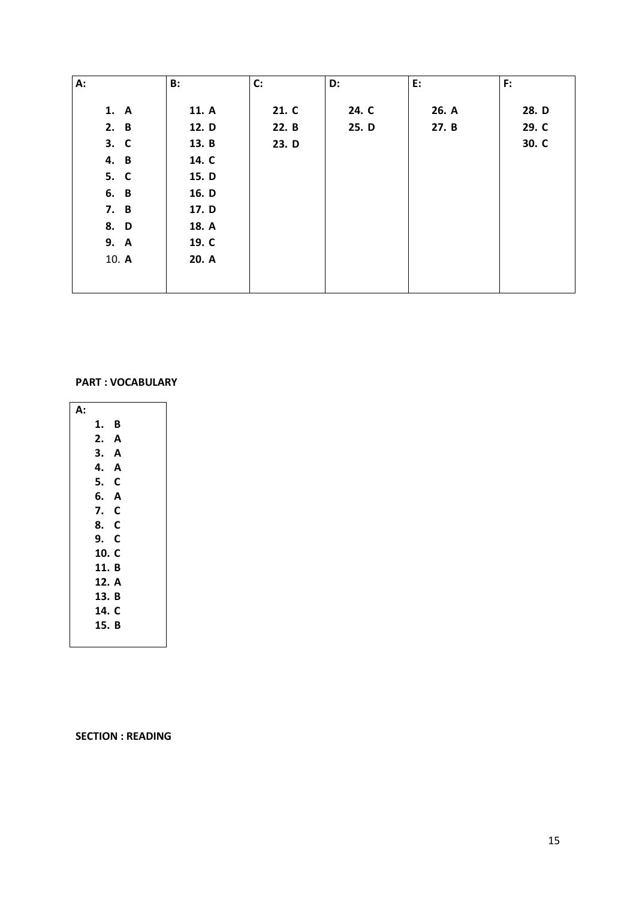| A: | B: | C: | D: | E: | F: |
|---|---|---|---|---|---|
| 1. A | 11. A | 21. C | 24. C | 26. A | 28. D |
| 2. B | 12. D | 22. B | 25. D | 27. B | 29. C |
| 3. C | 13. B | 23. D | | | 30. C |
| 4. B | 14. C | | | | |
| 5. C | 15. D | | | | |
| 6. B | 16. D | | | | |
| 7. B | 17. D | | | | |
| 8. D | 18. A | | | | |
| 9. A | 19. C | | | | |
| 10. A | 20. A | | | | |

**PART : VOCABULARY**

| A: |
|---|
| 1. B |
| 2. A |
| 3. A |
| 4. A |
| 5. C |
| 6. A |
| 7. C |
| 8. C |
| 9. C |
| 10. C |
| 11. B |
| 12. A |
| 13. B |
| 14. C |
| 15. B |

**SECTION : READING**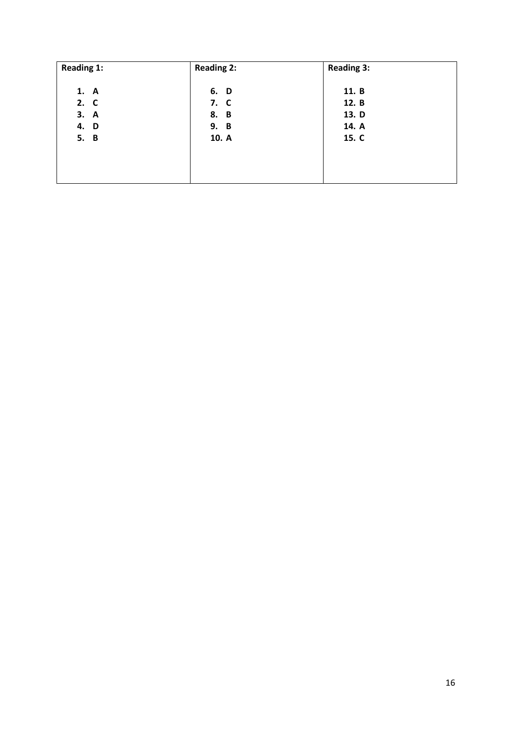| Reading 1: | Reading 2: | Reading 3: |
| --- | --- | --- |
| **1. A**<br>**2. C**<br>**3. A**<br>**4. D**<br>**5. B** | **6. D**<br>**7. C**<br>**8. B**<br>**9. B**<br>**10. A** | **11. B**<br>**12. B**<br>**13. D**<br>**14. A**<br>**15. C** |